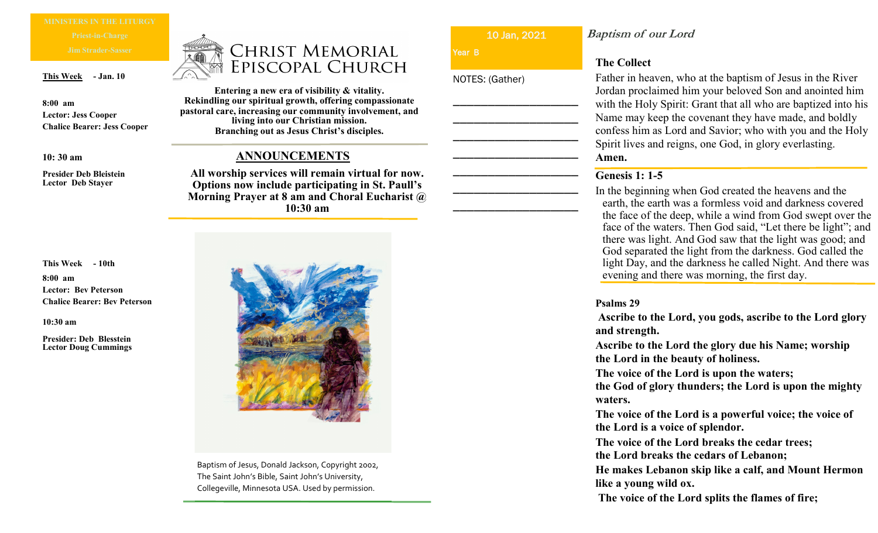**MINISTERS IN THE LITURGY**

**Priest-in-Charge**

**Jim Strader-Sasser**

**This Week** **- Jan. 10**

**8:00 am**
**Lector: Jess Cooper**
**Chalice Bearer: Jess Cooper**

**10: 30 am**

**Presider Deb Bleistein**
**Lector Deb Stayer**

**This Week - 10th**

**8:00 am**
**Lector: Bev Peterson**
**Chalice Bearer: Bev Peterson**

**10:30 am**

**Presider: Deb Blesstein**
**Lector Doug Cummings**

# Christ Memorial Episcopal Church

**Entering a new era of visibility & vitality. Rekindling our spiritual growth, offering compassionate pastoral care, increasing our community involvement, and living into our Christian mission. Branching out as Jesus Christ's disciples.**

## ANNOUNCEMENTS

**All worship services will remain virtual for now. Options now include participating in St. Paull's Morning Prayer at 8 am and Choral Eucharist @ 10:30 am**

Baptism of Jesus, Donald Jackson, Copyright 2002, The Saint John's Bible, Saint John's University, Collegeville, Minnesota USA. Used by permission.

10 Jan, 2021

Year B

NOTES: (Gather)

______________________

______________________

______________________

______________________

______________________

______________________

______________________

## *Baptism of our Lord*

### The Collect

Father in heaven, who at the baptism of Jesus in the River Jordan proclaimed him your beloved Son and anointed him with the Holy Spirit: Grant that all who are baptized into his Name may keep the covenant they have made, and boldly confess him as Lord and Savior; who with you and the Holy Spirit lives and reigns, one God, in glory everlasting.
**Amen.**

### Genesis 1: 1-5

In the beginning when God created the heavens and the earth, the earth was a formless void and darkness covered the face of the deep, while a wind from God swept over the face of the waters. Then God said, "Let there be light"; and there was light. And God saw that the light was good; and God separated the light from the darkness. God called the light Day, and the darkness he called Night. And there was evening and there was morning, the first day.

### Psalms 29

**Ascribe to the Lord, you gods, ascribe to the Lord glory and strength.**

**Ascribe to the Lord the glory due his Name; worship the Lord in the beauty of holiness.**

**The voice of the Lord is upon the waters;**
**the God of glory thunders; the Lord is upon the mighty waters.**

**The voice of the Lord is a powerful voice; the voice of the Lord is a voice of splendor.**

**The voice of the Lord breaks the cedar trees;**
**the Lord breaks the cedars of Lebanon;**

**He makes Lebanon skip like a calf, and Mount Hermon like a young wild ox.**

**The voice of the Lord splits the flames of fire;**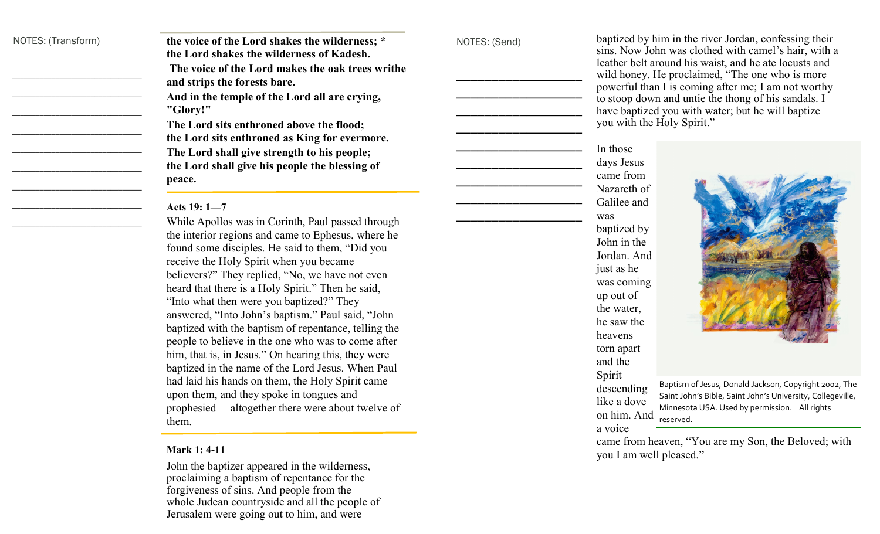NOTES: (Transform)

______________________

______________________

______________________

______________________

______________________

______________________

______________________

______________________

______________________

**the voice of the Lord shakes the wilderness; \***
**the Lord shakes the wilderness of Kadesh.**
**The voice of the Lord makes the oak trees writhe and strips the forests bare.**
**And in the temple of the Lord all are crying, "Glory!"**
**The Lord sits enthroned above the flood;**
**the Lord sits enthroned as King for evermore.**
**The Lord shall give strength to his people;**
**the Lord shall give his people the blessing of peace.**

**Acts 19: 1—7**

While Apollos was in Corinth, Paul passed through the interior regions and came to Ephesus, where he found some disciples. He said to them, "Did you receive the Holy Spirit when you became believers?" They replied, "No, we have not even heard that there is a Holy Spirit." Then he said, "Into what then were you baptized?" They answered, "Into John's baptism." Paul said, "John baptized with the baptism of repentance, telling the people to believe in the one who was to come after him, that is, in Jesus." On hearing this, they were baptized in the name of the Lord Jesus. When Paul had laid his hands on them, the Holy Spirit came upon them, and they spoke in tongues and prophesied— altogether there were about twelve of them.

**Mark 1: 4-11**

John the baptizer appeared in the wilderness, proclaiming a baptism of repentance for the forgiveness of sins. And people from the whole Judean countryside and all the people of Jerusalem were going out to him, and were baptized by him in the river Jordan, confessing their sins. Now John was clothed with camel's hair, with a leather belt around his waist, and he ate locusts and wild honey. He proclaimed, "The one who is more powerful than I is coming after me; I am not worthy to stoop down and untie the thong of his sandals. I have baptized you with water; but he will baptize you with the Holy Spirit."

In those days Jesus came from Nazareth of Galilee and was baptized by John in the Jordan. And just as he was coming up out of the water, he saw the heavens torn apart and the Spirit descending like a dove on him. And a voice came from heaven, "You are my Son, the Beloved; with you I am well pleased."

Baptism of Jesus, Donald Jackson, Copyright 2002, The Saint John's Bible, Saint John's University, Collegeville, Minnesota USA. Used by permission. All rights reserved.

NOTES: (Send)

______________________

______________________

______________________

______________________

______________________

______________________

______________________

______________________

______________________